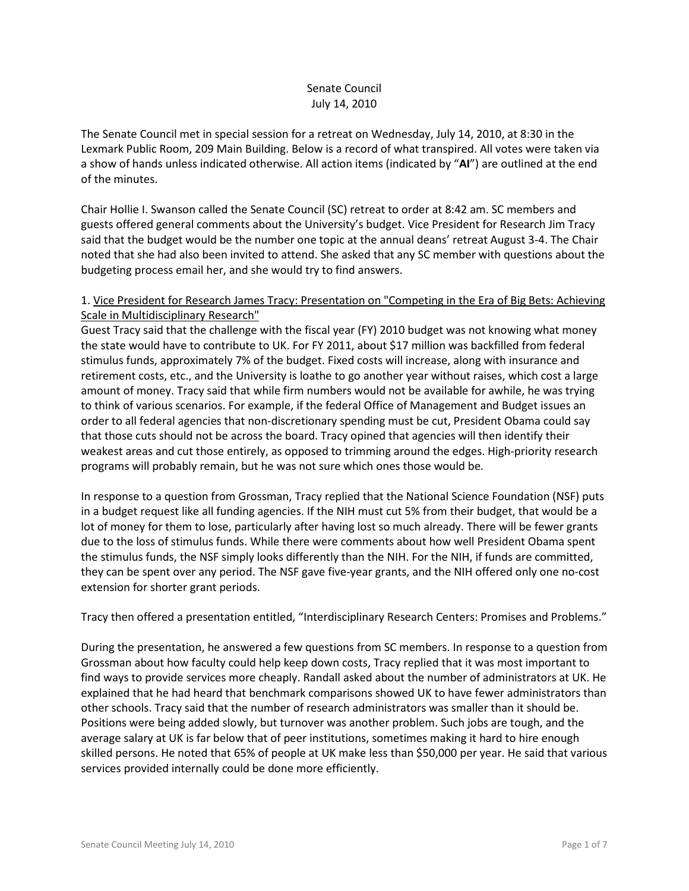# Senate Council
## July 14, 2010

The Senate Council met in special session for a retreat on Wednesday, July 14, 2010, at 8:30 in the Lexmark Public Room, 209 Main Building. Below is a record of what transpired. All votes were taken via a show of hands unless indicated otherwise. All action items (indicated by "**AI**") are outlined at the end of the minutes.

Chair Hollie I. Swanson called the Senate Council (SC) retreat to order at 8:42 am. SC members and guests offered general comments about the University's budget. Vice President for Research Jim Tracy said that the budget would be the number one topic at the annual deans' retreat August 3-4. The Chair noted that she had also been invited to attend. She asked that any SC member with questions about the budgeting process email her, and she would try to find answers.

### 1. Vice President for Research James Tracy: Presentation on "Competing in the Era of Big Bets: Achieving Scale in Multidisciplinary Research"

Guest Tracy said that the challenge with the fiscal year (FY) 2010 budget was not knowing what money the state would have to contribute to UK. For FY 2011, about $17 million was backfilled from federal stimulus funds, approximately 7% of the budget. Fixed costs will increase, along with insurance and retirement costs, etc., and the University is loathe to go another year without raises, which cost a large amount of money. Tracy said that while firm numbers would not be available for awhile, he was trying to think of various scenarios. For example, if the federal Office of Management and Budget issues an order to all federal agencies that non-discretionary spending must be cut, President Obama could say that those cuts should not be across the board. Tracy opined that agencies will then identify their weakest areas and cut those entirely, as opposed to trimming around the edges. High-priority research programs will probably remain, but he was not sure which ones those would be.

In response to a question from Grossman, Tracy replied that the National Science Foundation (NSF) puts in a budget request like all funding agencies. If the NIH must cut 5% from their budget, that would be a lot of money for them to lose, particularly after having lost so much already. There will be fewer grants due to the loss of stimulus funds. While there were comments about how well President Obama spent the stimulus funds, the NSF simply looks differently than the NIH. For the NIH, if funds are committed, they can be spent over any period. The NSF gave five-year grants, and the NIH offered only one no-cost extension for shorter grant periods.

Tracy then offered a presentation entitled, "Interdisciplinary Research Centers: Promises and Problems."

During the presentation, he answered a few questions from SC members. In response to a question from Grossman about how faculty could help keep down costs, Tracy replied that it was most important to find ways to provide services more cheaply. Randall asked about the number of administrators at UK. He explained that he had heard that benchmark comparisons showed UK to have fewer administrators than other schools. Tracy said that the number of research administrators was smaller than it should be. Positions were being added slowly, but turnover was another problem. Such jobs are tough, and the average salary at UK is far below that of peer institutions, sometimes making it hard to hire enough skilled persons. He noted that 65% of people at UK make less than $50,000 per year. He said that various services provided internally could be done more efficiently.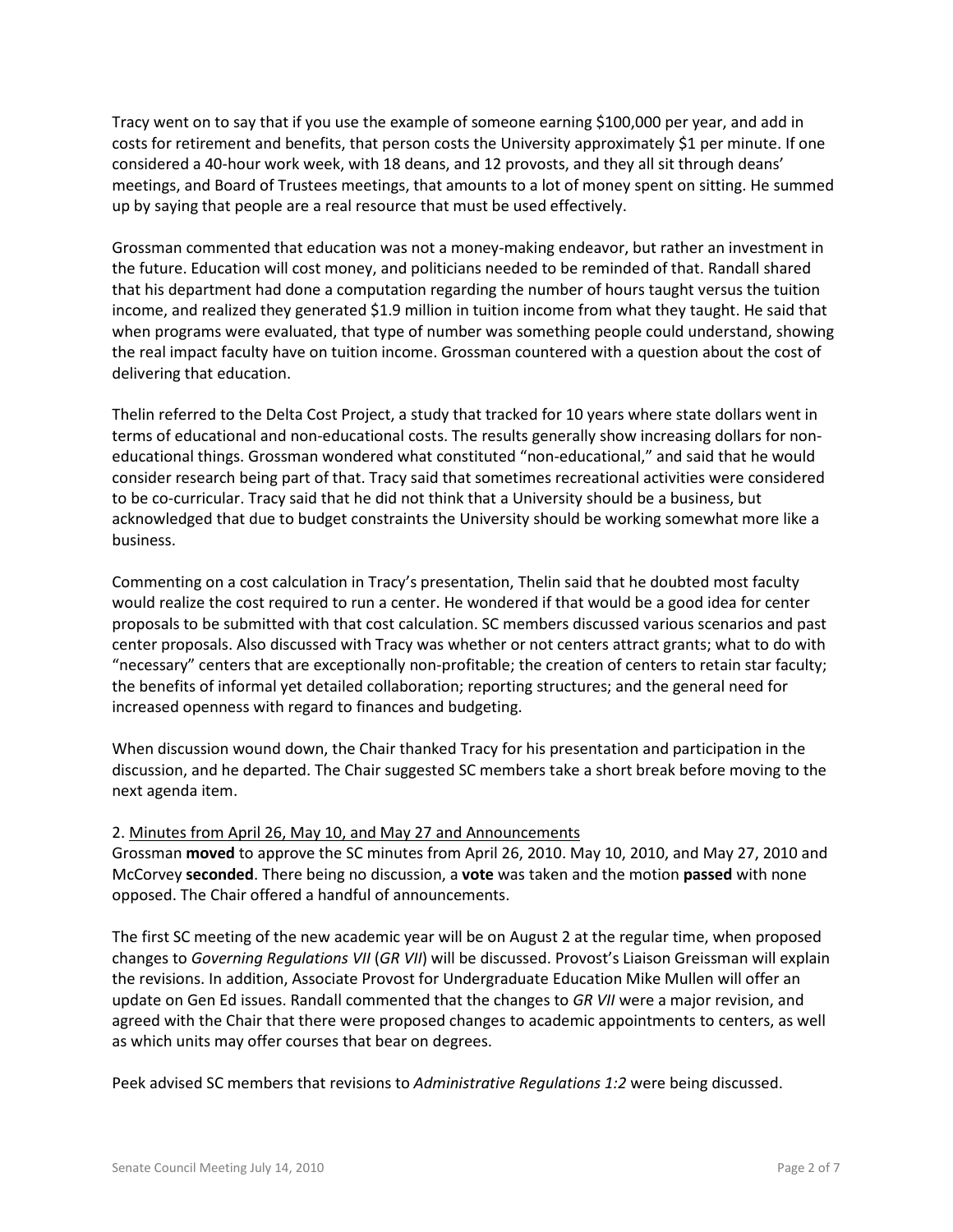Tracy went on to say that if you use the example of someone earning $100,000 per year, and add in costs for retirement and benefits, that person costs the University approximately $1 per minute. If one considered a 40-hour work week, with 18 deans, and 12 provosts, and they all sit through deans' meetings, and Board of Trustees meetings, that amounts to a lot of money spent on sitting. He summed up by saying that people are a real resource that must be used effectively.

Grossman commented that education was not a money-making endeavor, but rather an investment in the future. Education will cost money, and politicians needed to be reminded of that. Randall shared that his department had done a computation regarding the number of hours taught versus the tuition income, and realized they generated $1.9 million in tuition income from what they taught. He said that when programs were evaluated, that type of number was something people could understand, showing the real impact faculty have on tuition income. Grossman countered with a question about the cost of delivering that education.

Thelin referred to the Delta Cost Project, a study that tracked for 10 years where state dollars went in terms of educational and non-educational costs. The results generally show increasing dollars for non-educational things. Grossman wondered what constituted "non-educational," and said that he would consider research being part of that. Tracy said that sometimes recreational activities were considered to be co-curricular. Tracy said that he did not think that a University should be a business, but acknowledged that due to budget constraints the University should be working somewhat more like a business.

Commenting on a cost calculation in Tracy's presentation, Thelin said that he doubted most faculty would realize the cost required to run a center. He wondered if that would be a good idea for center proposals to be submitted with that cost calculation. SC members discussed various scenarios and past center proposals. Also discussed with Tracy was whether or not centers attract grants; what to do with "necessary" centers that are exceptionally non-profitable; the creation of centers to retain star faculty; the benefits of informal yet detailed collaboration; reporting structures; and the general need for increased openness with regard to finances and budgeting.

When discussion wound down, the Chair thanked Tracy for his presentation and participation in the discussion, and he departed. The Chair suggested SC members take a short break before moving to the next agenda item.

2. Minutes from April 26, May 10, and May 27 and Announcements

Grossman **moved** to approve the SC minutes from April 26, 2010. May 10, 2010, and May 27, 2010 and McCorvey **seconded**. There being no discussion, a **vote** was taken and the motion **passed** with none opposed. The Chair offered a handful of announcements.

The first SC meeting of the new academic year will be on August 2 at the regular time, when proposed changes to *Governing Regulations VII* (*GR VII*) will be discussed. Provost's Liaison Greissman will explain the revisions. In addition, Associate Provost for Undergraduate Education Mike Mullen will offer an update on Gen Ed issues. Randall commented that the changes to *GR VII* were a major revision, and agreed with the Chair that there were proposed changes to academic appointments to centers, as well as which units may offer courses that bear on degrees.

Peek advised SC members that revisions to *Administrative Regulations 1:2* were being discussed.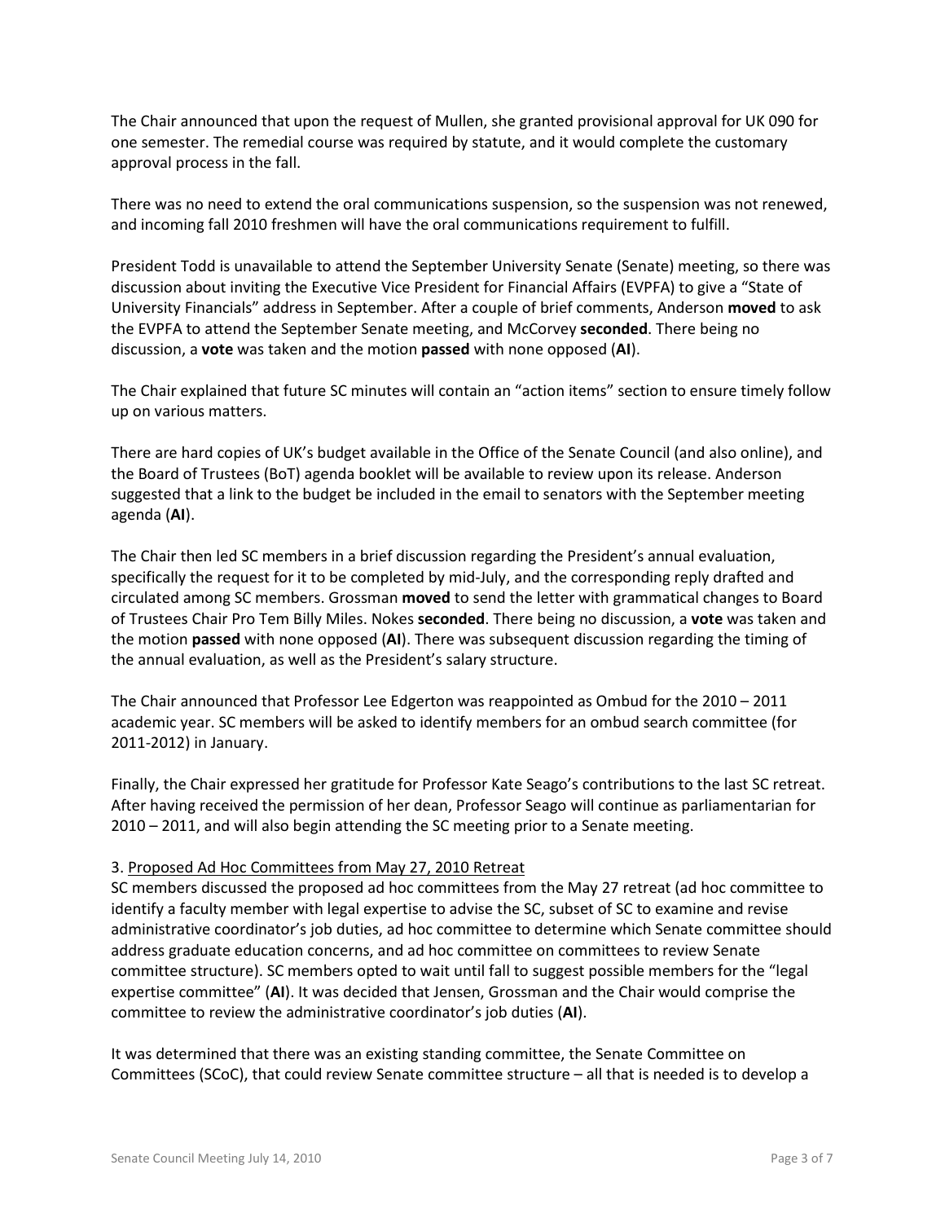The Chair announced that upon the request of Mullen, she granted provisional approval for UK 090 for one semester. The remedial course was required by statute, and it would complete the customary approval process in the fall.

There was no need to extend the oral communications suspension, so the suspension was not renewed, and incoming fall 2010 freshmen will have the oral communications requirement to fulfill.

President Todd is unavailable to attend the September University Senate (Senate) meeting, so there was discussion about inviting the Executive Vice President for Financial Affairs (EVPFA) to give a "State of University Financials" address in September. After a couple of brief comments, Anderson **moved** to ask the EVPFA to attend the September Senate meeting, and McCorvey **seconded**. There being no discussion, a **vote** was taken and the motion **passed** with none opposed (**AI**).

The Chair explained that future SC minutes will contain an "action items" section to ensure timely follow up on various matters.

There are hard copies of UK's budget available in the Office of the Senate Council (and also online), and the Board of Trustees (BoT) agenda booklet will be available to review upon its release. Anderson suggested that a link to the budget be included in the email to senators with the September meeting agenda (**AI**).

The Chair then led SC members in a brief discussion regarding the President's annual evaluation, specifically the request for it to be completed by mid-July, and the corresponding reply drafted and circulated among SC members. Grossman **moved** to send the letter with grammatical changes to Board of Trustees Chair Pro Tem Billy Miles. Nokes **seconded**. There being no discussion, a **vote** was taken and the motion **passed** with none opposed (**AI**). There was subsequent discussion regarding the timing of the annual evaluation, as well as the President's salary structure.

The Chair announced that Professor Lee Edgerton was reappointed as Ombud for the 2010 – 2011 academic year. SC members will be asked to identify members for an ombud search committee (for 2011-2012) in January.

Finally, the Chair expressed her gratitude for Professor Kate Seago's contributions to the last SC retreat. After having received the permission of her dean, Professor Seago will continue as parliamentarian for 2010 – 2011, and will also begin attending the SC meeting prior to a Senate meeting.

3. Proposed Ad Hoc Committees from May 27, 2010 Retreat

SC members discussed the proposed ad hoc committees from the May 27 retreat (ad hoc committee to identify a faculty member with legal expertise to advise the SC, subset of SC to examine and revise administrative coordinator's job duties, ad hoc committee to determine which Senate committee should address graduate education concerns, and ad hoc committee on committees to review Senate committee structure). SC members opted to wait until fall to suggest possible members for the "legal expertise committee" (**AI**). It was decided that Jensen, Grossman and the Chair would comprise the committee to review the administrative coordinator's job duties (**AI**).

It was determined that there was an existing standing committee, the Senate Committee on Committees (SCoC), that could review Senate committee structure – all that is needed is to develop a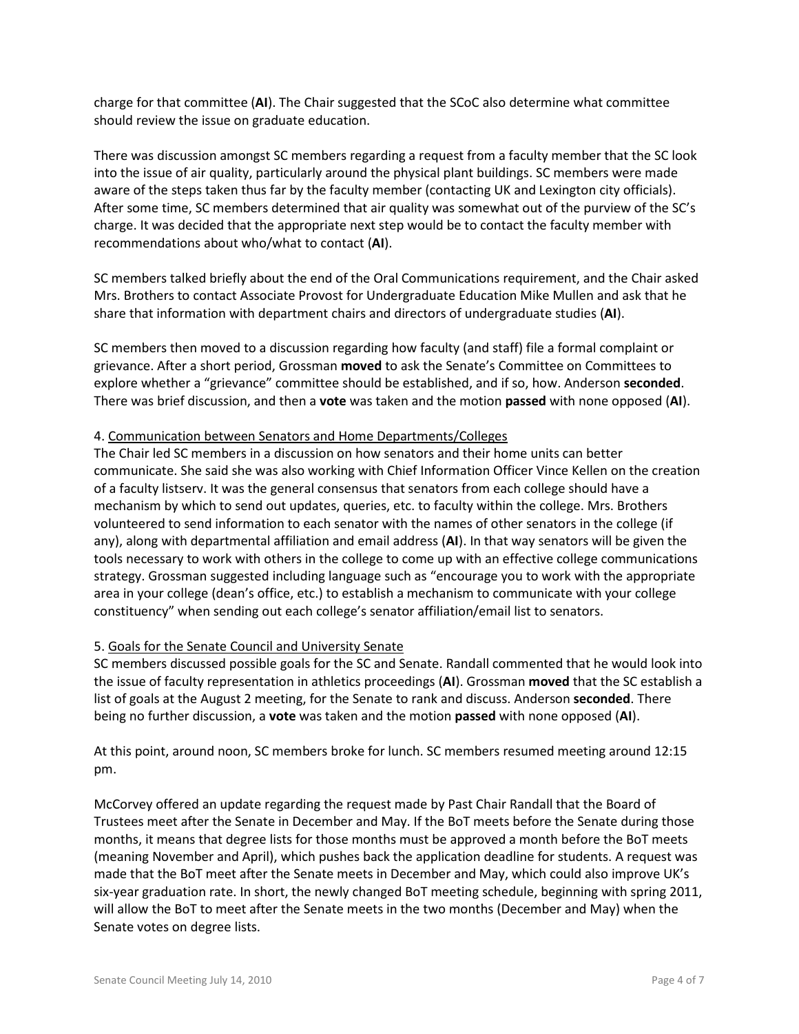charge for that committee (**AI**). The Chair suggested that the SCoC also determine what committee should review the issue on graduate education.

There was discussion amongst SC members regarding a request from a faculty member that the SC look into the issue of air quality, particularly around the physical plant buildings. SC members were made aware of the steps taken thus far by the faculty member (contacting UK and Lexington city officials). After some time, SC members determined that air quality was somewhat out of the purview of the SC's charge. It was decided that the appropriate next step would be to contact the faculty member with recommendations about who/what to contact (**AI**).

SC members talked briefly about the end of the Oral Communications requirement, and the Chair asked Mrs. Brothers to contact Associate Provost for Undergraduate Education Mike Mullen and ask that he share that information with department chairs and directors of undergraduate studies (**AI**).

SC members then moved to a discussion regarding how faculty (and staff) file a formal complaint or grievance. After a short period, Grossman **moved** to ask the Senate's Committee on Committees to explore whether a "grievance" committee should be established, and if so, how. Anderson **seconded**. There was brief discussion, and then a **vote** was taken and the motion **passed** with none opposed (**AI**).

4. <u>Communication between Senators and Home Departments/Colleges</u>

The Chair led SC members in a discussion on how senators and their home units can better communicate. She said she was also working with Chief Information Officer Vince Kellen on the creation of a faculty listserv. It was the general consensus that senators from each college should have a mechanism by which to send out updates, queries, etc. to faculty within the college. Mrs. Brothers volunteered to send information to each senator with the names of other senators in the college (if any), along with departmental affiliation and email address (**AI**). In that way senators will be given the tools necessary to work with others in the college to come up with an effective college communications strategy. Grossman suggested including language such as "encourage you to work with the appropriate area in your college (dean's office, etc.) to establish a mechanism to communicate with your college constituency" when sending out each college's senator affiliation/email list to senators.

5. <u>Goals for the Senate Council and University Senate</u>

SC members discussed possible goals for the SC and Senate. Randall commented that he would look into the issue of faculty representation in athletics proceedings (**AI**). Grossman **moved** that the SC establish a list of goals at the August 2 meeting, for the Senate to rank and discuss. Anderson **seconded**. There being no further discussion, a **vote** was taken and the motion **passed** with none opposed (**AI**).

At this point, around noon, SC members broke for lunch. SC members resumed meeting around 12:15 pm.

McCorvey offered an update regarding the request made by Past Chair Randall that the Board of Trustees meet after the Senate in December and May. If the BoT meets before the Senate during those months, it means that degree lists for those months must be approved a month before the BoT meets (meaning November and April), which pushes back the application deadline for students. A request was made that the BoT meet after the Senate meets in December and May, which could also improve UK's six-year graduation rate. In short, the newly changed BoT meeting schedule, beginning with spring 2011, will allow the BoT to meet after the Senate meets in the two months (December and May) when the Senate votes on degree lists.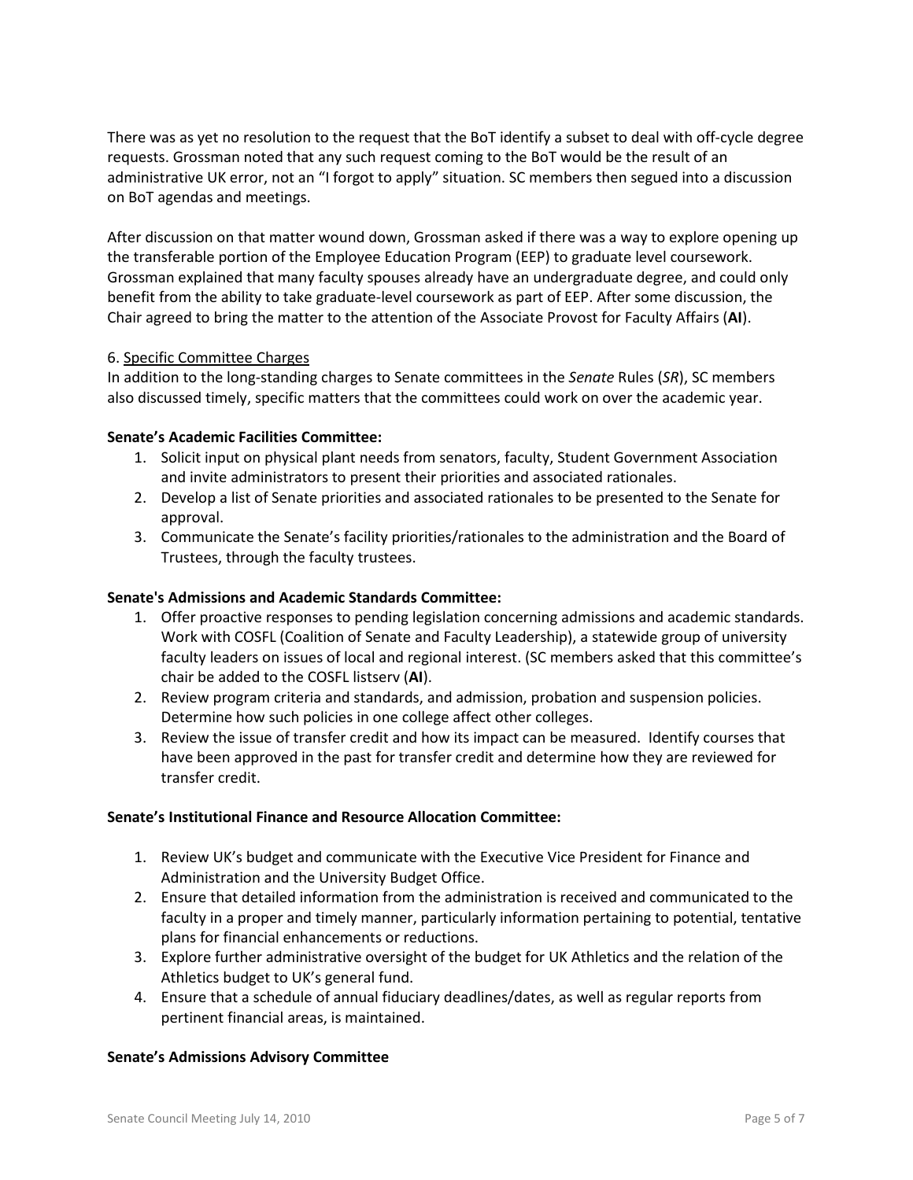There was as yet no resolution to the request that the BoT identify a subset to deal with off-cycle degree requests. Grossman noted that any such request coming to the BoT would be the result of an administrative UK error, not an "I forgot to apply" situation. SC members then segued into a discussion on BoT agendas and meetings.

After discussion on that matter wound down, Grossman asked if there was a way to explore opening up the transferable portion of the Employee Education Program (EEP) to graduate level coursework. Grossman explained that many faculty spouses already have an undergraduate degree, and could only benefit from the ability to take graduate-level coursework as part of EEP. After some discussion, the Chair agreed to bring the matter to the attention of the Associate Provost for Faculty Affairs (**AI**).

6. Specific Committee Charges

In addition to the long-standing charges to Senate committees in the *Senate* Rules (*SR*), SC members also discussed timely, specific matters that the committees could work on over the academic year.

**Senate's Academic Facilities Committee:**

1. Solicit input on physical plant needs from senators, faculty, Student Government Association and invite administrators to present their priorities and associated rationales.
2. Develop a list of Senate priorities and associated rationales to be presented to the Senate for approval.
3. Communicate the Senate's facility priorities/rationales to the administration and the Board of Trustees, through the faculty trustees.

**Senate's Admissions and Academic Standards Committee:**

1. Offer proactive responses to pending legislation concerning admissions and academic standards. Work with COSFL (Coalition of Senate and Faculty Leadership), a statewide group of university faculty leaders on issues of local and regional interest. (SC members asked that this committee's chair be added to the COSFL listserv (**AI**).
2. Review program criteria and standards, and admission, probation and suspension policies. Determine how such policies in one college affect other colleges.
3. Review the issue of transfer credit and how its impact can be measured. Identify courses that have been approved in the past for transfer credit and determine how they are reviewed for transfer credit.

**Senate's Institutional Finance and Resource Allocation Committee:**

1. Review UK's budget and communicate with the Executive Vice President for Finance and Administration and the University Budget Office.
2. Ensure that detailed information from the administration is received and communicated to the faculty in a proper and timely manner, particularly information pertaining to potential, tentative plans for financial enhancements or reductions.
3. Explore further administrative oversight of the budget for UK Athletics and the relation of the Athletics budget to UK's general fund.
4. Ensure that a schedule of annual fiduciary deadlines/dates, as well as regular reports from pertinent financial areas, is maintained.

**Senate's Admissions Advisory Committee**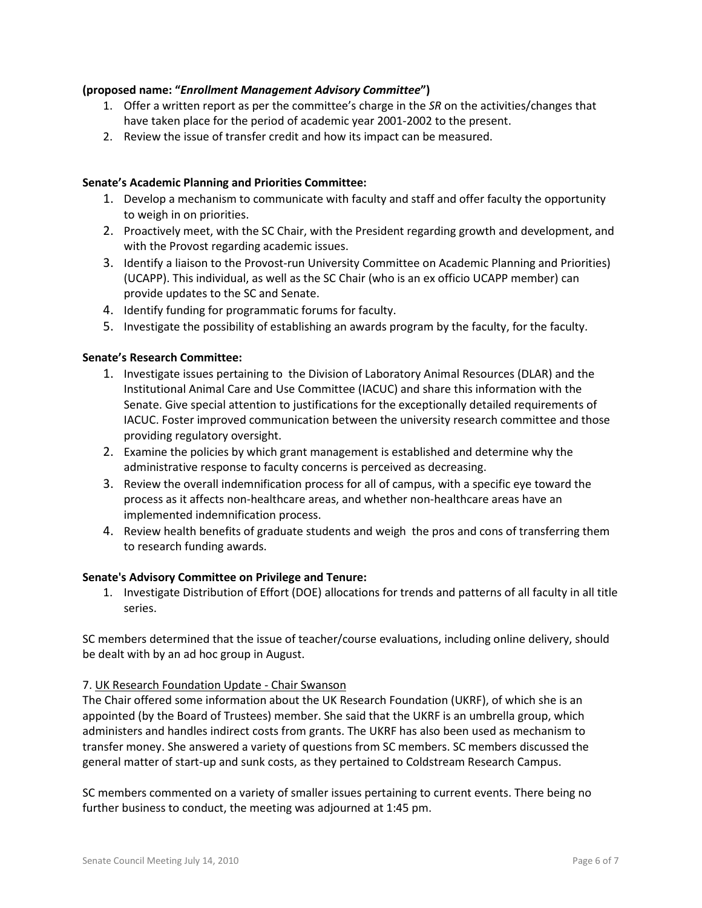**(proposed name: "*Enrollment Management Advisory Committee*")**

1. Offer a written report as per the committee's charge in the *SR* on the activities/changes that have taken place for the period of academic year 2001-2002 to the present.
2. Review the issue of transfer credit and how its impact can be measured.

**Senate's Academic Planning and Priorities Committee:**

1. Develop a mechanism to communicate with faculty and staff and offer faculty the opportunity to weigh in on priorities.
2. Proactively meet, with the SC Chair, with the President regarding growth and development, and with the Provost regarding academic issues.
3. Identify a liaison to the Provost-run University Committee on Academic Planning and Priorities) (UCAPP). This individual, as well as the SC Chair (who is an ex officio UCAPP member) can provide updates to the SC and Senate.
4. Identify funding for programmatic forums for faculty.
5. Investigate the possibility of establishing an awards program by the faculty, for the faculty.

**Senate's Research Committee:**

1. Investigate issues pertaining to the Division of Laboratory Animal Resources (DLAR) and the Institutional Animal Care and Use Committee (IACUC) and share this information with the Senate. Give special attention to justifications for the exceptionally detailed requirements of IACUC. Foster improved communication between the university research committee and those providing regulatory oversight.
2. Examine the policies by which grant management is established and determine why the administrative response to faculty concerns is perceived as decreasing.
3. Review the overall indemnification process for all of campus, with a specific eye toward the process as it affects non-healthcare areas, and whether non-healthcare areas have an implemented indemnification process.
4. Review health benefits of graduate students and weigh the pros and cons of transferring them to research funding awards.

**Senate's Advisory Committee on Privilege and Tenure:**

1. Investigate Distribution of Effort (DOE) allocations for trends and patterns of all faculty in all title series.

SC members determined that the issue of teacher/course evaluations, including online delivery, should be dealt with by an ad hoc group in August.

7. UK Research Foundation Update - Chair Swanson

The Chair offered some information about the UK Research Foundation (UKRF), of which she is an appointed (by the Board of Trustees) member. She said that the UKRF is an umbrella group, which administers and handles indirect costs from grants. The UKRF has also been used as mechanism to transfer money. She answered a variety of questions from SC members. SC members discussed the general matter of start-up and sunk costs, as they pertained to Coldstream Research Campus.

SC members commented on a variety of smaller issues pertaining to current events. There being no further business to conduct, the meeting was adjourned at 1:45 pm.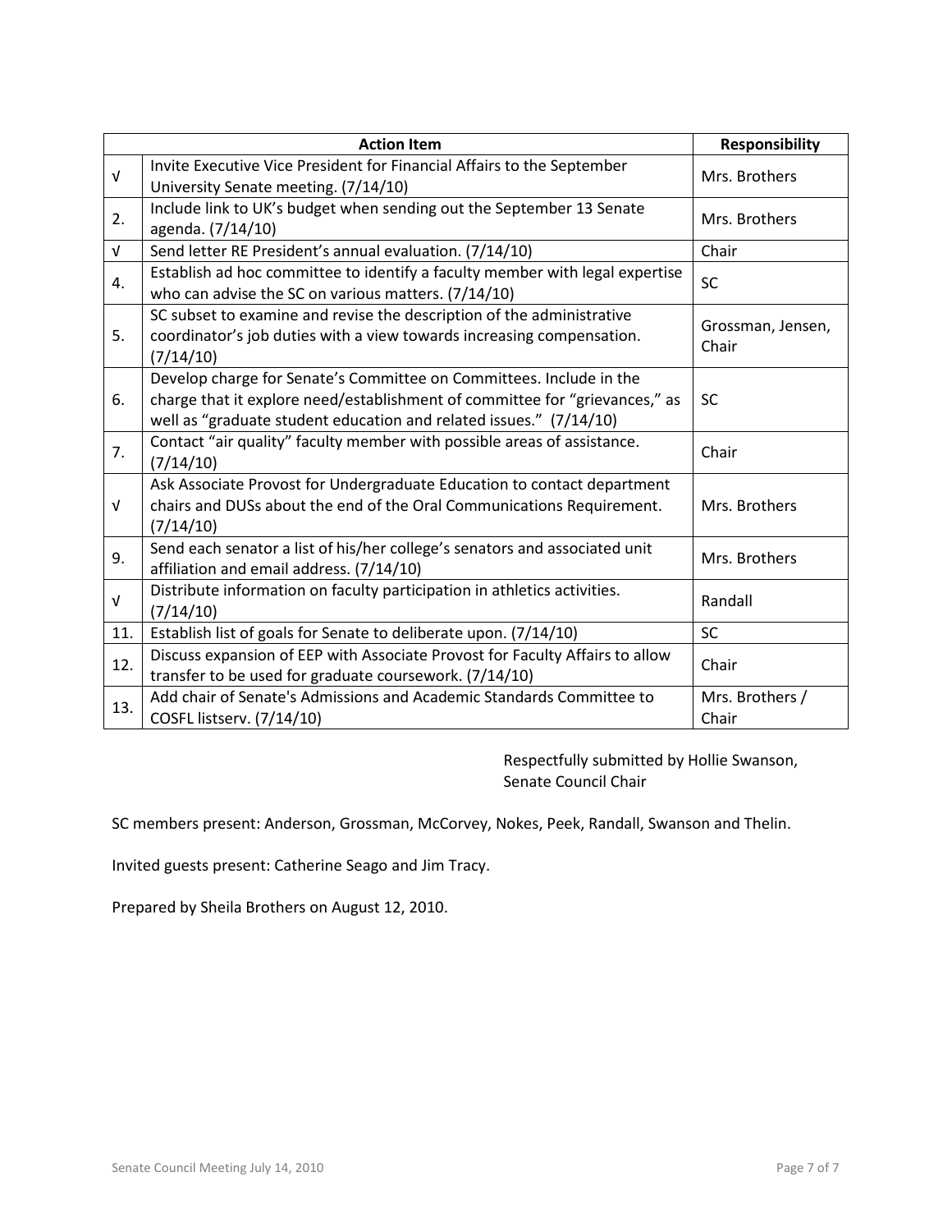| | Action Item | Responsibility |
|---|---|---|
| √ | Invite Executive Vice President for Financial Affairs to the September University Senate meeting. (7/14/10) | Mrs. Brothers |
| 2. | Include link to UK's budget when sending out the September 13 Senate agenda. (7/14/10) | Mrs. Brothers |
| √ | Send letter RE President's annual evaluation. (7/14/10) | Chair |
| 4. | Establish ad hoc committee to identify a faculty member with legal expertise who can advise the SC on various matters. (7/14/10) | SC |
| 5. | SC subset to examine and revise the description of the administrative coordinator's job duties with a view towards increasing compensation. (7/14/10) | Grossman, Jensen, Chair |
| 6. | Develop charge for Senate's Committee on Committees. Include in the charge that it explore need/establishment of committee for "grievances," as well as "graduate student education and related issues." (7/14/10) | SC |
| 7. | Contact "air quality" faculty member with possible areas of assistance. (7/14/10) | Chair |
| √ | Ask Associate Provost for Undergraduate Education to contact department chairs and DUSs about the end of the Oral Communications Requirement. (7/14/10) | Mrs. Brothers |
| 9. | Send each senator a list of his/her college's senators and associated unit affiliation and email address. (7/14/10) | Mrs. Brothers |
| √ | Distribute information on faculty participation in athletics activities. (7/14/10) | Randall |
| 11. | Establish list of goals for Senate to deliberate upon. (7/14/10) | SC |
| 12. | Discuss expansion of EEP with Associate Provost for Faculty Affairs to allow transfer to be used for graduate coursework. (7/14/10) | Chair |
| 13. | Add chair of Senate's Admissions and Academic Standards Committee to COSFL listserv. (7/14/10) | Mrs. Brothers / Chair |

Respectfully submitted by Hollie Swanson,
Senate Council Chair

SC members present: Anderson, Grossman, McCorvey, Nokes, Peek, Randall, Swanson and Thelin.

Invited guests present: Catherine Seago and Jim Tracy.

Prepared by Sheila Brothers on August 12, 2010.